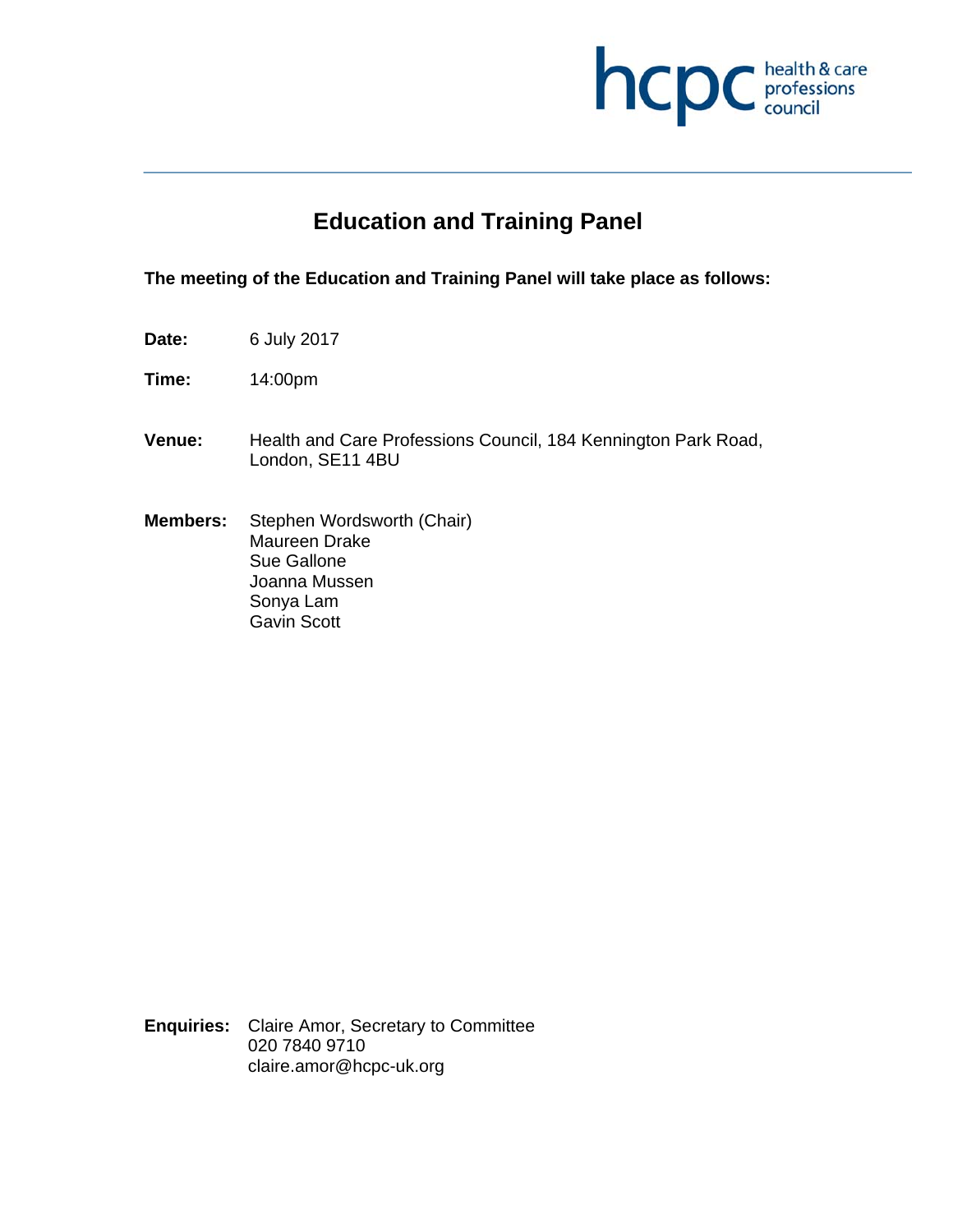hcpc health & care professions council

# Education and Training Panel

**The meeting of the Education and Training Panel will take place as follows:**

**Date:** 6 July 2017

**Time:** 14:00pm

**Venue:** Health and Care Professions Council, 184 Kennington Park Road, London, SE11 4BU

**Members:** Stephen Wordsworth (Chair)
Maureen Drake
Sue Gallone
Joanna Mussen
Sonya Lam
Gavin Scott

**Enquiries:** Claire Amor, Secretary to Committee
020 7840 9710
claire.amor@hcpc-uk.org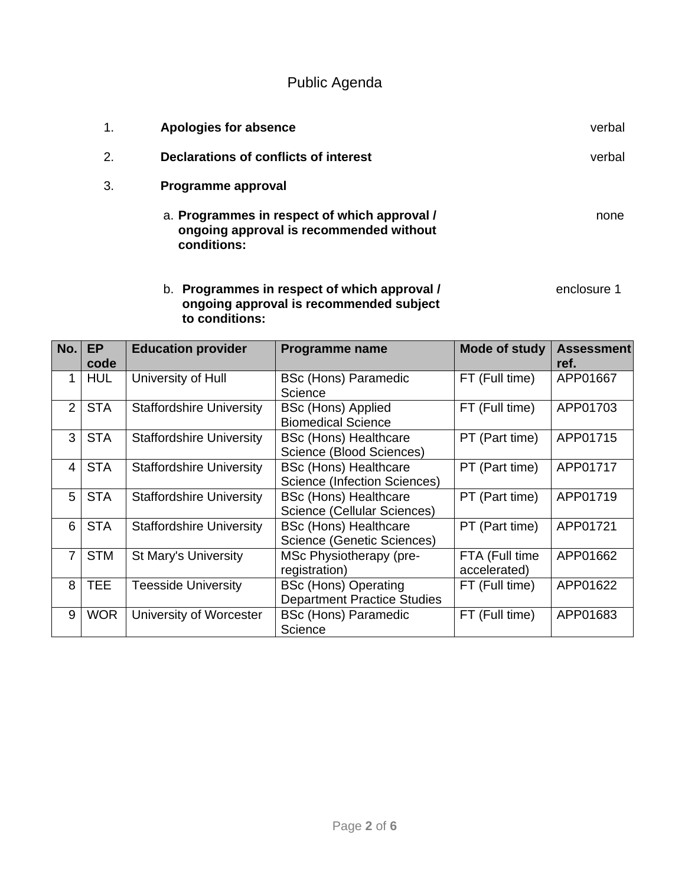# Public Agenda

1. **Apologies for absence** — verbal

2. **Declarations of conflicts of interest** — verbal

3. **Programme approval**

   a. **Programmes in respect of which approval / ongoing approval is recommended without conditions:** — none

   b. **Programmes in respect of which approval / ongoing approval is recommended subject to conditions:** — enclosure 1

| No. | EP code | Education provider | Programme name | Mode of study | Assessment ref. |
|---|---|---|---|---|---|
| 1 | HUL | University of Hull | BSc (Hons) Paramedic Science | FT (Full time) | APP01667 |
| 2 | STA | Staffordshire University | BSc (Hons) Applied Biomedical Science | FT (Full time) | APP01703 |
| 3 | STA | Staffordshire University | BSc (Hons) Healthcare Science (Blood Sciences) | PT (Part time) | APP01715 |
| 4 | STA | Staffordshire University | BSc (Hons) Healthcare Science (Infection Sciences) | PT (Part time) | APP01717 |
| 5 | STA | Staffordshire University | BSc (Hons) Healthcare Science (Cellular Sciences) | PT (Part time) | APP01719 |
| 6 | STA | Staffordshire University | BSc (Hons) Healthcare Science (Genetic Sciences) | PT (Part time) | APP01721 |
| 7 | STM | St Mary's University | MSc Physiotherapy (pre-registration) | FTA (Full time accelerated) | APP01662 |
| 8 | TEE | Teesside University | BSc (Hons) Operating Department Practice Studies | FT (Full time) | APP01622 |
| 9 | WOR | University of Worcester | BSc (Hons) Paramedic Science | FT (Full time) | APP01683 |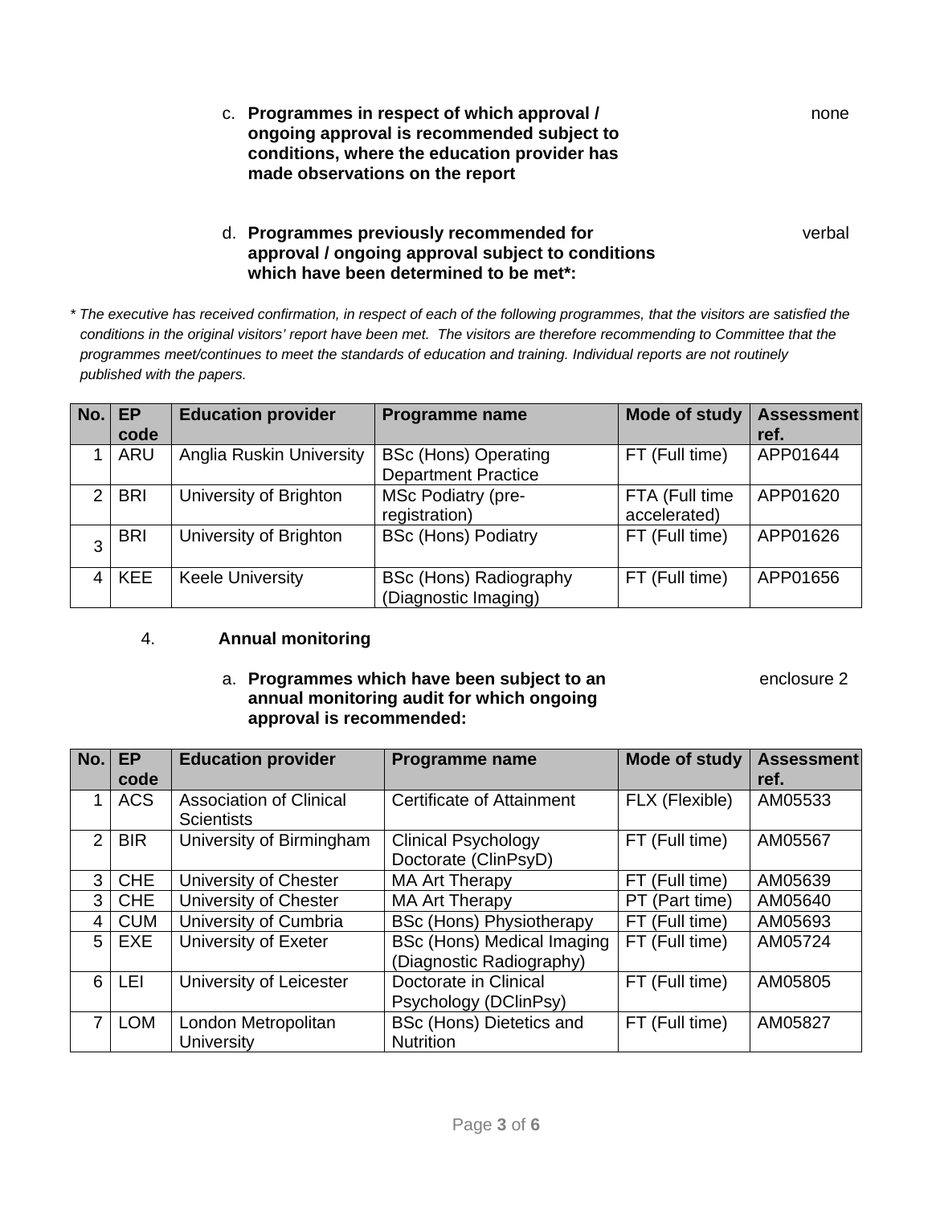c. **Programmes in respect of which approval / ongoing approval is recommended subject to conditions, where the education provider has made observations on the report** — none

d. **Programmes previously recommended for approval / ongoing approval subject to conditions which have been determined to be met*:** — verbal

*\* The executive has received confirmation, in respect of each of the following programmes, that the visitors are satisfied the conditions in the original visitors' report have been met. The visitors are therefore recommending to Committee that the programmes meet/continues to meet the standards of education and training. Individual reports are not routinely published with the papers.*

| No. | EP code | Education provider | Programme name | Mode of study | Assessment ref. |
|---|---|---|---|---|---|
| 1 | ARU | Anglia Ruskin University | BSc (Hons) Operating Department Practice | FT (Full time) | APP01644 |
| 2 | BRI | University of Brighton | MSc Podiatry (pre-registration) | FTA (Full time accelerated) | APP01620 |
| 3 | BRI | University of Brighton | BSc (Hons) Podiatry | FT (Full time) | APP01626 |
| 4 | KEE | Keele University | BSc (Hons) Radiography (Diagnostic Imaging) | FT (Full time) | APP01656 |

4. **Annual monitoring**

a. **Programmes which have been subject to an annual monitoring audit for which ongoing approval is recommended:** — enclosure 2

| No. | EP code | Education provider | Programme name | Mode of study | Assessment ref. |
|---|---|---|---|---|---|
| 1 | ACS | Association of Clinical Scientists | Certificate of Attainment | FLX (Flexible) | AM05533 |
| 2 | BIR | University of Birmingham | Clinical Psychology Doctorate (ClinPsyD) | FT (Full time) | AM05567 |
| 3 | CHE | University of Chester | MA Art Therapy | FT (Full time) | AM05639 |
| 3 | CHE | University of Chester | MA Art Therapy | PT (Part time) | AM05640 |
| 4 | CUM | University of Cumbria | BSc (Hons) Physiotherapy | FT (Full time) | AM05693 |
| 5 | EXE | University of Exeter | BSc (Hons) Medical Imaging (Diagnostic Radiography) | FT (Full time) | AM05724 |
| 6 | LEI | University of Leicester | Doctorate in Clinical Psychology (DClinPsy) | FT (Full time) | AM05805 |
| 7 | LOM | London Metropolitan University | BSc (Hons) Dietetics and Nutrition | FT (Full time) | AM05827 |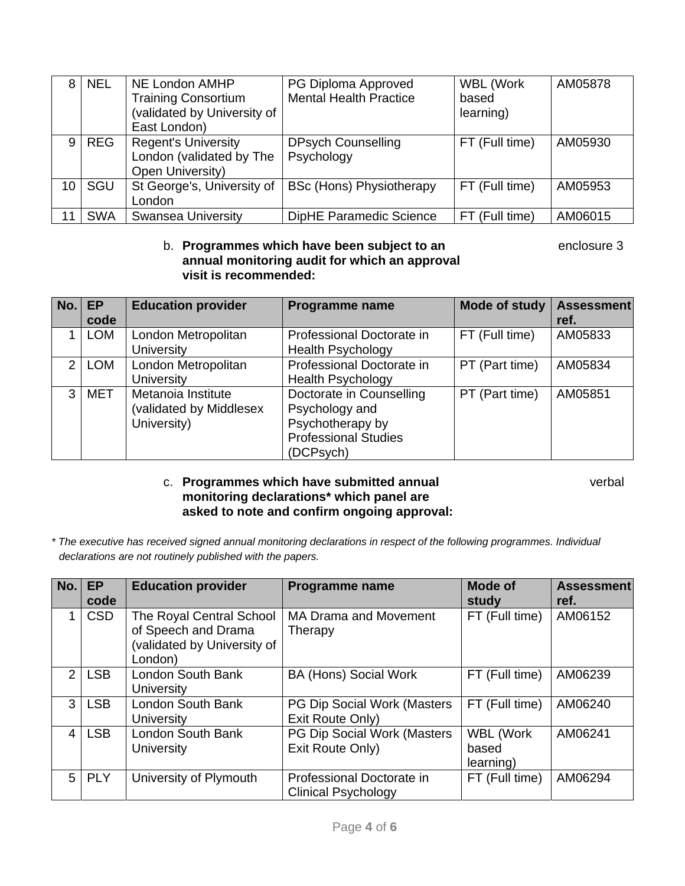| 8 | NEL | NE London AMHP Training Consortium (validated by University of East London) | PG Diploma Approved Mental Health Practice | WBL (Work based learning) | AM05878 |
|---|---|---|---|---|---|
| 9 | REG | Regent's University London (validated by The Open University) | DPsych Counselling Psychology | FT (Full time) | AM05930 |
| 10 | SGU | St George's, University of London | BSc (Hons) Physiotherapy | FT (Full time) | AM05953 |
| 11 | SWA | Swansea University | DipHE Paramedic Science | FT (Full time) | AM06015 |

b. **Programmes which have been subject to an annual monitoring audit for which an approval visit is recommended:** enclosure 3

| No. | EP code | Education provider | Programme name | Mode of study | Assessment ref. |
|---|---|---|---|---|---|
| 1 | LOM | London Metropolitan University | Professional Doctorate in Health Psychology | FT (Full time) | AM05833 |
| 2 | LOM | London Metropolitan University | Professional Doctorate in Health Psychology | PT (Part time) | AM05834 |
| 3 | MET | Metanoia Institute (validated by Middlesex University) | Doctorate in Counselling Psychology and Psychotherapy by Professional Studies (DCPsych) | PT (Part time) | AM05851 |

c. **Programmes which have submitted annual monitoring declarations* which panel are asked to note and confirm ongoing approval:** verbal

*\* The executive has received signed annual monitoring declarations in respect of the following programmes. Individual declarations are not routinely published with the papers.*

| No. | EP code | Education provider | Programme name | Mode of study | Assessment ref. |
|---|---|---|---|---|---|
| 1 | CSD | The Royal Central School of Speech and Drama (validated by University of London) | MA Drama and Movement Therapy | FT (Full time) | AM06152 |
| 2 | LSB | London South Bank University | BA (Hons) Social Work | FT (Full time) | AM06239 |
| 3 | LSB | London South Bank University | PG Dip Social Work (Masters Exit Route Only) | FT (Full time) | AM06240 |
| 4 | LSB | London South Bank University | PG Dip Social Work (Masters Exit Route Only) | WBL (Work based learning) | AM06241 |
| 5 | PLY | University of Plymouth | Professional Doctorate in Clinical Psychology | FT (Full time) | AM06294 |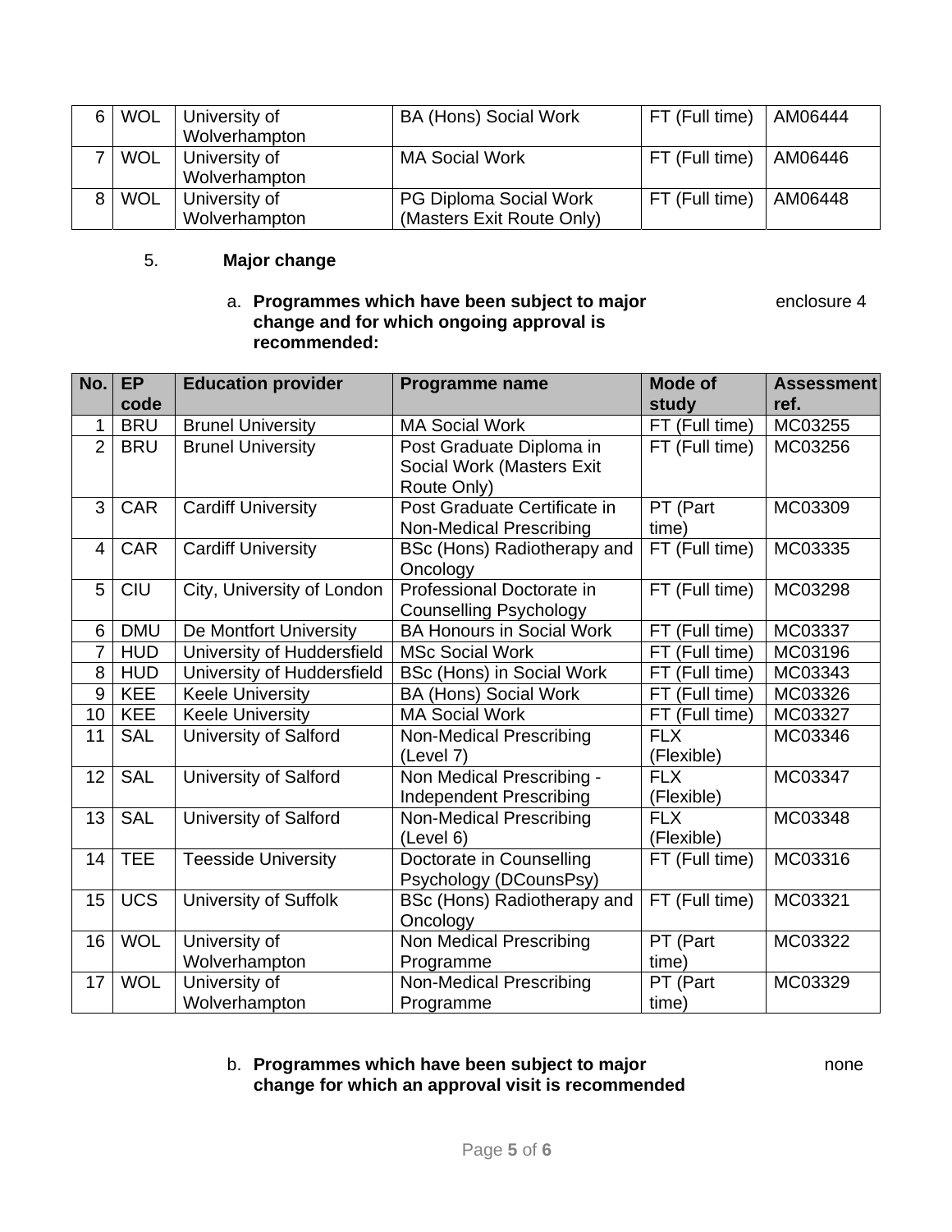| No. | EP code | Education provider | Programme name | Mode of study | Assessment ref. |
|---|---|---|---|---|---|
| 6 | WOL | University of Wolverhampton | BA (Hons) Social Work | FT (Full time) | AM06444 |
| 7 | WOL | University of Wolverhampton | MA Social Work | FT (Full time) | AM06446 |
| 8 | WOL | University of Wolverhampton | PG Diploma Social Work (Masters Exit Route Only) | FT (Full time) | AM06448 |

5. **Major change**

a. **Programmes which have been subject to major change and for which ongoing approval is recommended:** enclosure 4

| No. | EP code | Education provider | Programme name | Mode of study | Assessment ref. |
|---|---|---|---|---|---|
| 1 | BRU | Brunel University | MA Social Work | FT (Full time) | MC03255 |
| 2 | BRU | Brunel University | Post Graduate Diploma in Social Work (Masters Exit Route Only) | FT (Full time) | MC03256 |
| 3 | CAR | Cardiff University | Post Graduate Certificate in Non-Medical Prescribing | PT (Part time) | MC03309 |
| 4 | CAR | Cardiff University | BSc (Hons) Radiotherapy and Oncology | FT (Full time) | MC03335 |
| 5 | CIU | City, University of London | Professional Doctorate in Counselling Psychology | FT (Full time) | MC03298 |
| 6 | DMU | De Montfort University | BA Honours in Social Work | FT (Full time) | MC03337 |
| 7 | HUD | University of Huddersfield | MSc Social Work | FT (Full time) | MC03196 |
| 8 | HUD | University of Huddersfield | BSc (Hons) in Social Work | FT (Full time) | MC03343 |
| 9 | KEE | Keele University | BA (Hons) Social Work | FT (Full time) | MC03326 |
| 10 | KEE | Keele University | MA Social Work | FT (Full time) | MC03327 |
| 11 | SAL | University of Salford | Non-Medical Prescribing (Level 7) | FLX (Flexible) | MC03346 |
| 12 | SAL | University of Salford | Non Medical Prescribing - Independent Prescribing | FLX (Flexible) | MC03347 |
| 13 | SAL | University of Salford | Non-Medical Prescribing (Level 6) | FLX (Flexible) | MC03348 |
| 14 | TEE | Teesside University | Doctorate in Counselling Psychology (DCounsPsy) | FT (Full time) | MC03316 |
| 15 | UCS | University of Suffolk | BSc (Hons) Radiotherapy and Oncology | FT (Full time) | MC03321 |
| 16 | WOL | University of Wolverhampton | Non Medical Prescribing Programme | PT (Part time) | MC03322 |
| 17 | WOL | University of Wolverhampton | Non-Medical Prescribing Programme | PT (Part time) | MC03329 |

b. **Programmes which have been subject to major change for which an approval visit is recommended** none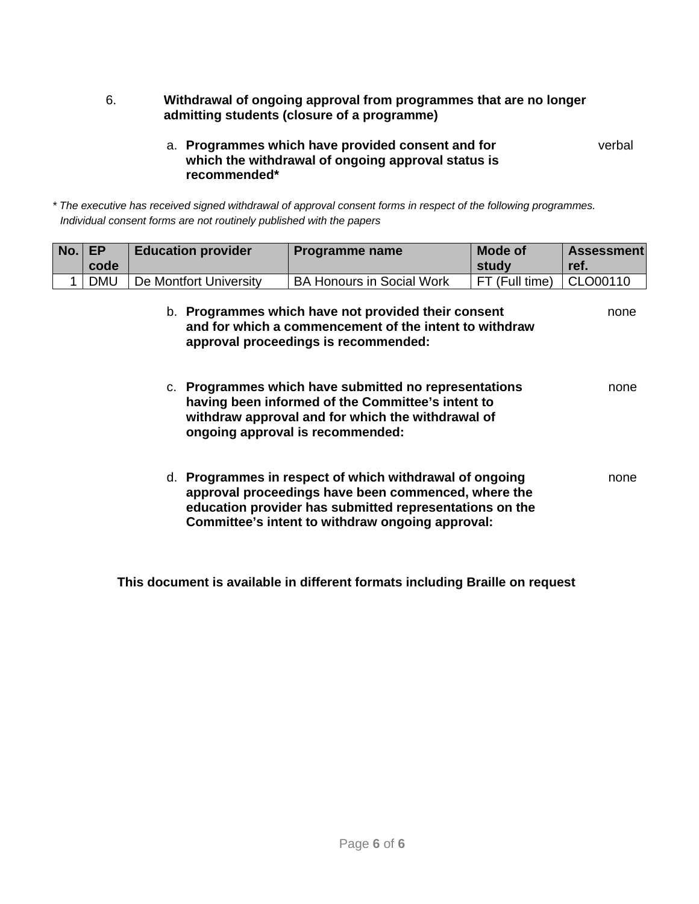6. **Withdrawal of ongoing approval from programmes that are no longer admitting students (closure of a programme)**

a. **Programmes which have provided consent and for which the withdrawal of ongoing approval status is recommended*** verbal

*\* The executive has received signed withdrawal of approval consent forms in respect of the following programmes. Individual consent forms are not routinely published with the papers*

| No. | EP code | Education provider | Programme name | Mode of study | Assessment ref. |
|---|---|---|---|---|---|
| 1 | DMU | De Montfort University | BA Honours in Social Work | FT (Full time) | CLO00110 |

b. **Programmes which have not provided their consent and for which a commencement of the intent to withdraw approval proceedings is recommended:** none

c. **Programmes which have submitted no representations having been informed of the Committee's intent to withdraw approval and for which the withdrawal of ongoing approval is recommended:** none

d. **Programmes in respect of which withdrawal of ongoing approval proceedings have been commenced, where the education provider has submitted representations on the Committee's intent to withdraw ongoing approval:** none

**This document is available in different formats including Braille on request**